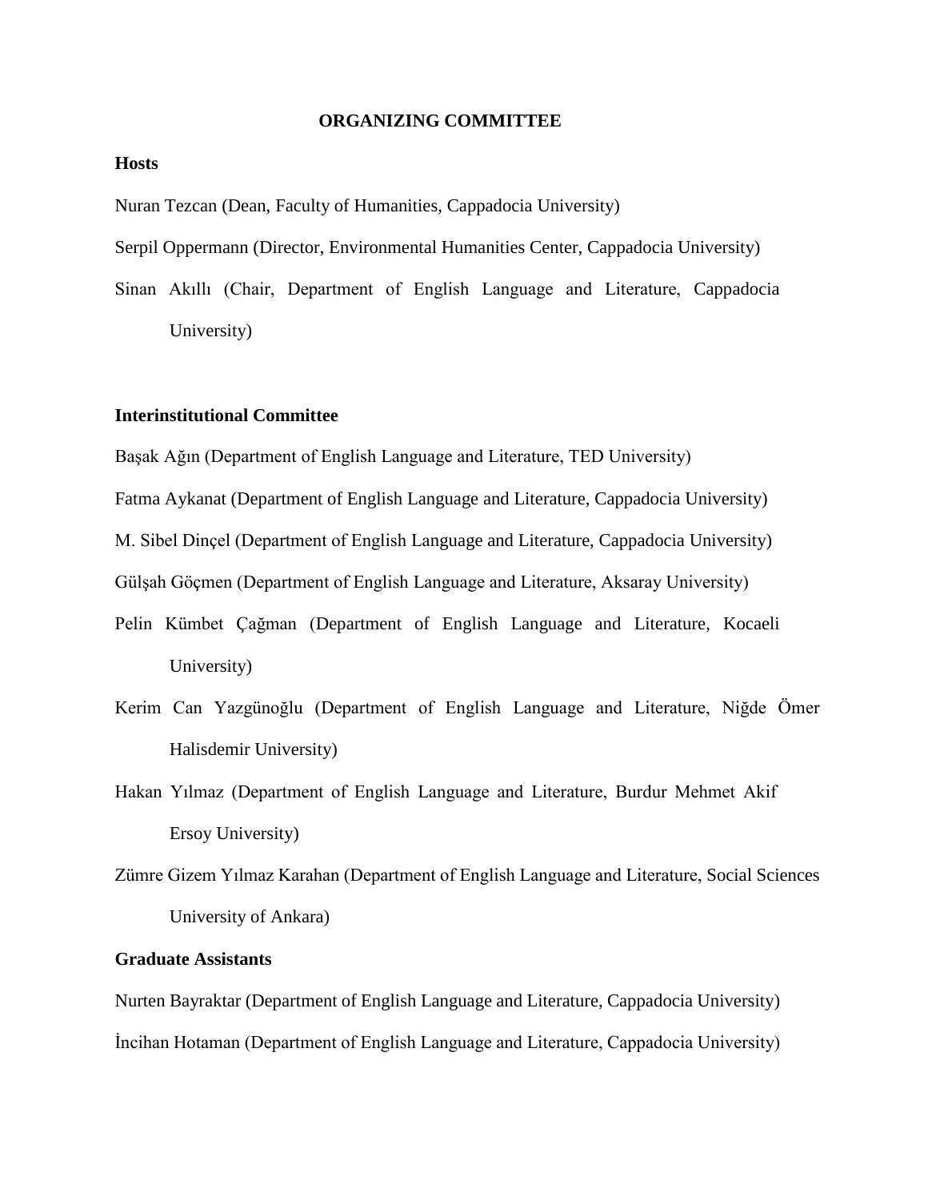# ORGANIZING COMMITTEE

**Hosts**

Nuran Tezcan (Dean, Faculty of Humanities, Cappadocia University)

Serpil Oppermann (Director, Environmental Humanities Center, Cappadocia University)

Sinan Akıllı (Chair, Department of English Language and Literature, Cappadocia University)

**Interinstitutional Committee**

Başak Ağın (Department of English Language and Literature, TED University)

Fatma Aykanat (Department of English Language and Literature, Cappadocia University)

M. Sibel Dinçel (Department of English Language and Literature, Cappadocia University)

Gülşah Göçmen (Department of English Language and Literature, Aksaray University)

Pelin Kümbet Çağman (Department of English Language and Literature, Kocaeli University)

Kerim Can Yazgünoğlu (Department of English Language and Literature, Niğde Ömer Halisdemir University)

Hakan Yılmaz (Department of English Language and Literature, Burdur Mehmet Akif Ersoy University)

Zümre Gizem Yılmaz Karahan (Department of English Language and Literature, Social Sciences University of Ankara)

**Graduate Assistants**

Nurten Bayraktar (Department of English Language and Literature, Cappadocia University)

İncihan Hotaman (Department of English Language and Literature, Cappadocia University)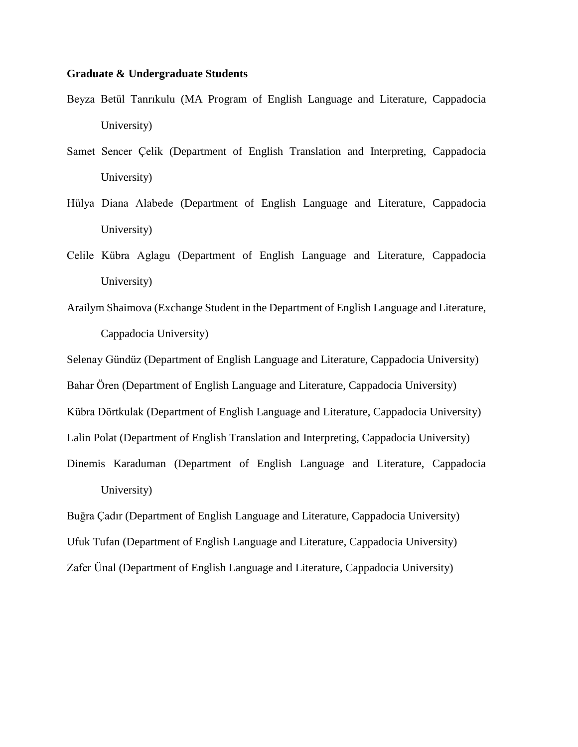**Graduate & Undergraduate Students**

Beyza Betül Tanrıkulu (MA Program of English Language and Literature, Cappadocia University)

Samet Sencer Çelik (Department of English Translation and Interpreting, Cappadocia University)

Hülya Diana Alabede (Department of English Language and Literature, Cappadocia University)

Celile Kübra Aglagu (Department of English Language and Literature, Cappadocia University)

Arailym Shaimova (Exchange Student in the Department of English Language and Literature, Cappadocia University)

Selenay Gündüz (Department of English Language and Literature, Cappadocia University)

Bahar Ören (Department of English Language and Literature, Cappadocia University)

Kübra Dörtkulak (Department of English Language and Literature, Cappadocia University)

Lalin Polat (Department of English Translation and Interpreting, Cappadocia University)

Dinemis Karaduman (Department of English Language and Literature, Cappadocia University)

Buğra Çadır (Department of English Language and Literature, Cappadocia University)

Ufuk Tufan (Department of English Language and Literature, Cappadocia University)

Zafer Ünal (Department of English Language and Literature, Cappadocia University)